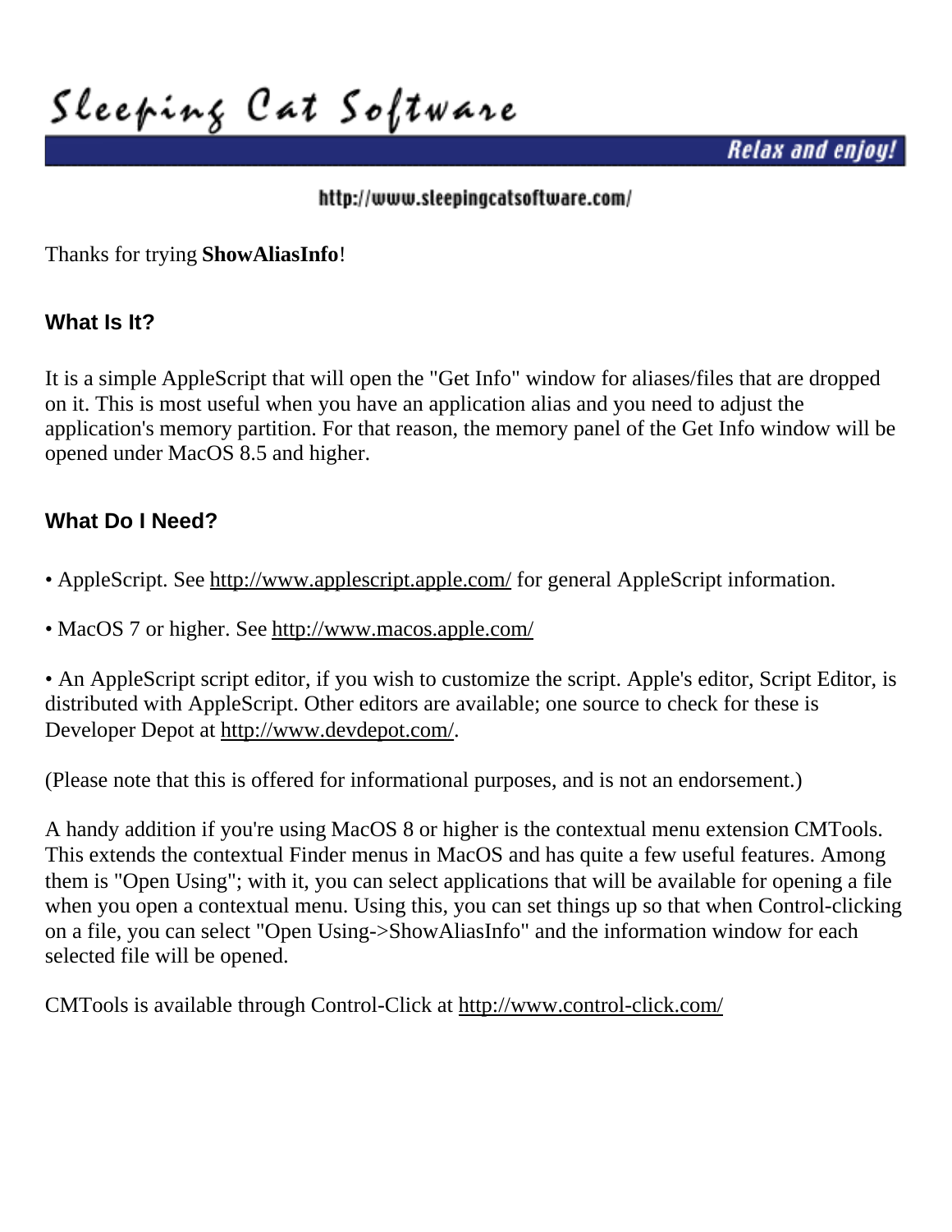# Sleeping Cat Software

**Relax and enjoy!**

http://www.sleepingcatsoftware.com/

Thanks for trying **ShowAliasInfo**!

### What Is It?

It is a simple AppleScript that will open the "Get Info" window for aliases/files that are dropped on it. This is most useful when you have an application alias and you need to adjust the application's memory partition. For that reason, the memory panel of the Get Info window will be opened under MacOS 8.5 and higher.

### What Do I Need?

• AppleScript. See http://www.applescript.apple.com/ for general AppleScript information.

• MacOS 7 or higher. See http://www.macos.apple.com/

• An AppleScript script editor, if you wish to customize the script. Apple's editor, Script Editor, is distributed with AppleScript. Other editors are available; one source to check for these is Developer Depot at http://www.devdepot.com/.

(Please note that this is offered for informational purposes, and is not an endorsement.)

A handy addition if you're using MacOS 8 or higher is the contextual menu extension CMTools. This extends the contextual Finder menus in MacOS and has quite a few useful features. Among them is "Open Using"; with it, you can select applications that will be available for opening a file when you open a contextual menu. Using this, you can set things up so that when Control-clicking on a file, you can select "Open Using->ShowAliasInfo" and the information window for each selected file will be opened.

CMTools is available through Control-Click at http://www.control-click.com/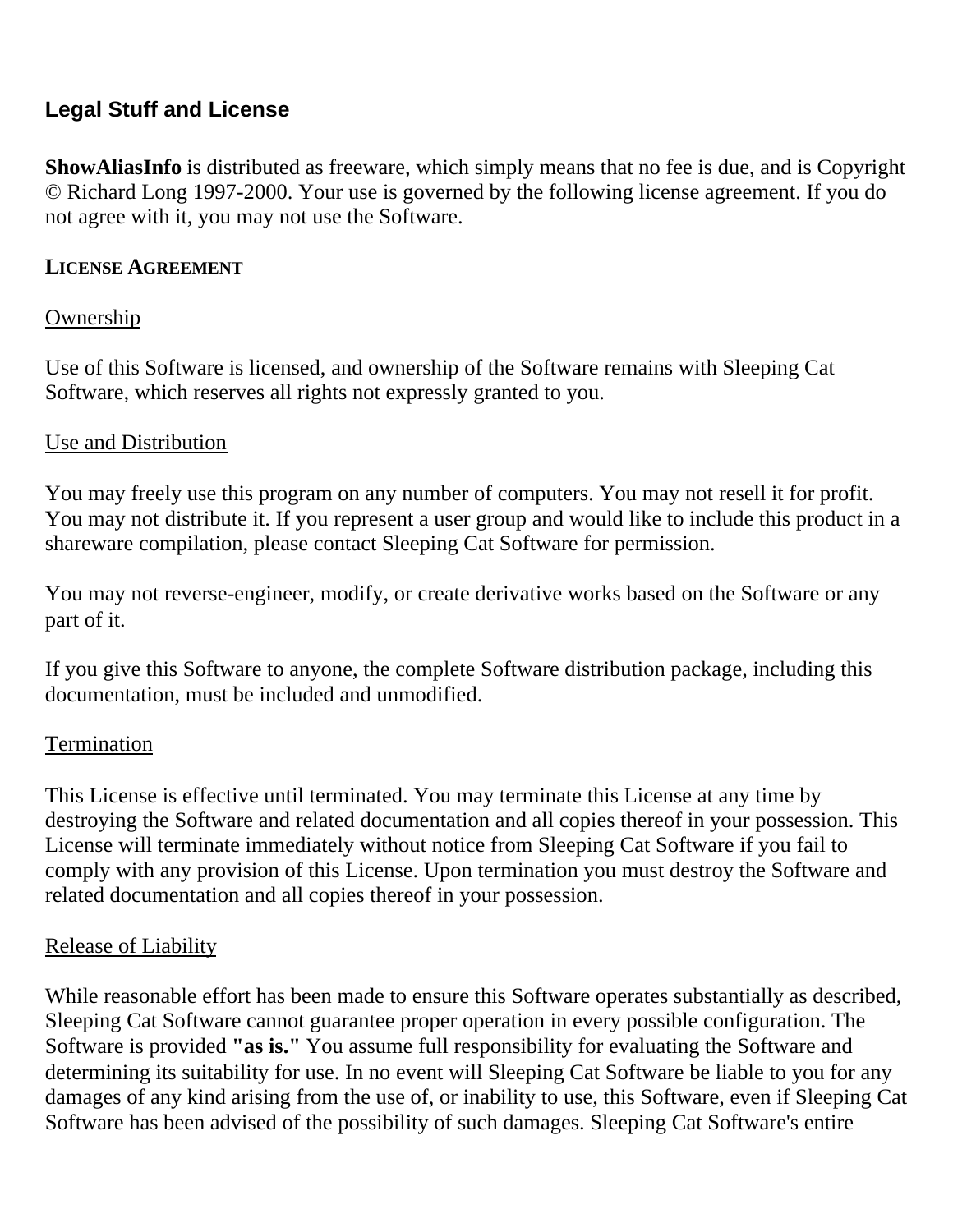## Legal Stuff and License

**ShowAliasInfo** is distributed as freeware, which simply means that no fee is due, and is Copyright © Richard Long 1997-2000. Your use is governed by the following license agreement. If you do not agree with it, you may not use the Software.

**LICENSE AGREEMENT**

Ownership

Use of this Software is licensed, and ownership of the Software remains with Sleeping Cat Software, which reserves all rights not expressly granted to you.

Use and Distribution

You may freely use this program on any number of computers. You may not resell it for profit. You may not distribute it. If you represent a user group and would like to include this product in a shareware compilation, please contact Sleeping Cat Software for permission.

You may not reverse-engineer, modify, or create derivative works based on the Software or any part of it.

If you give this Software to anyone, the complete Software distribution package, including this documentation, must be included and unmodified.

Termination

This License is effective until terminated. You may terminate this License at any time by destroying the Software and related documentation and all copies thereof in your possession. This License will terminate immediately without notice from Sleeping Cat Software if you fail to comply with any provision of this License. Upon termination you must destroy the Software and related documentation and all copies thereof in your possession.

Release of Liability

While reasonable effort has been made to ensure this Software operates substantially as described, Sleeping Cat Software cannot guarantee proper operation in every possible configuration. The Software is provided **"as is."** You assume full responsibility for evaluating the Software and determining its suitability for use. In no event will Sleeping Cat Software be liable to you for any damages of any kind arising from the use of, or inability to use, this Software, even if Sleeping Cat Software has been advised of the possibility of such damages. Sleeping Cat Software's entire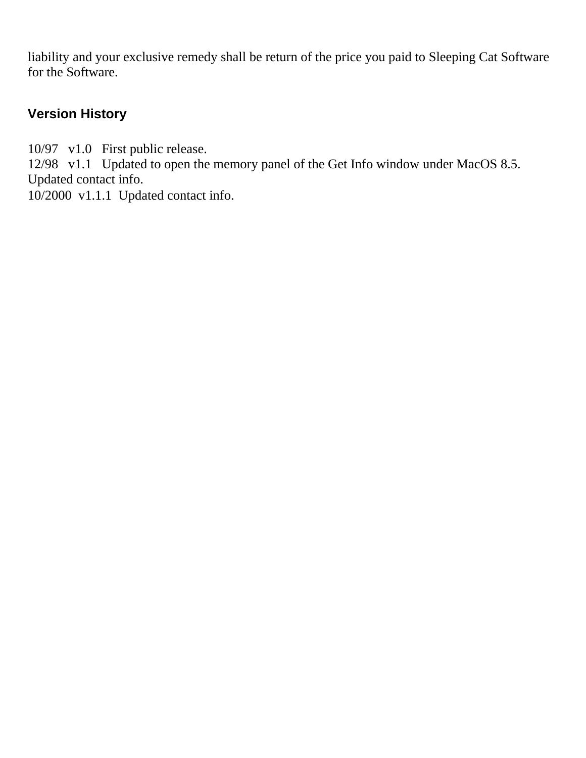liability and your exclusive remedy shall be return of the price you paid to Sleeping Cat Software for the Software.

## Version History

10/97 v1.0 First public release.
12/98 v1.1 Updated to open the memory panel of the Get Info window under MacOS 8.5. Updated contact info.
10/2000 v1.1.1 Updated contact info.